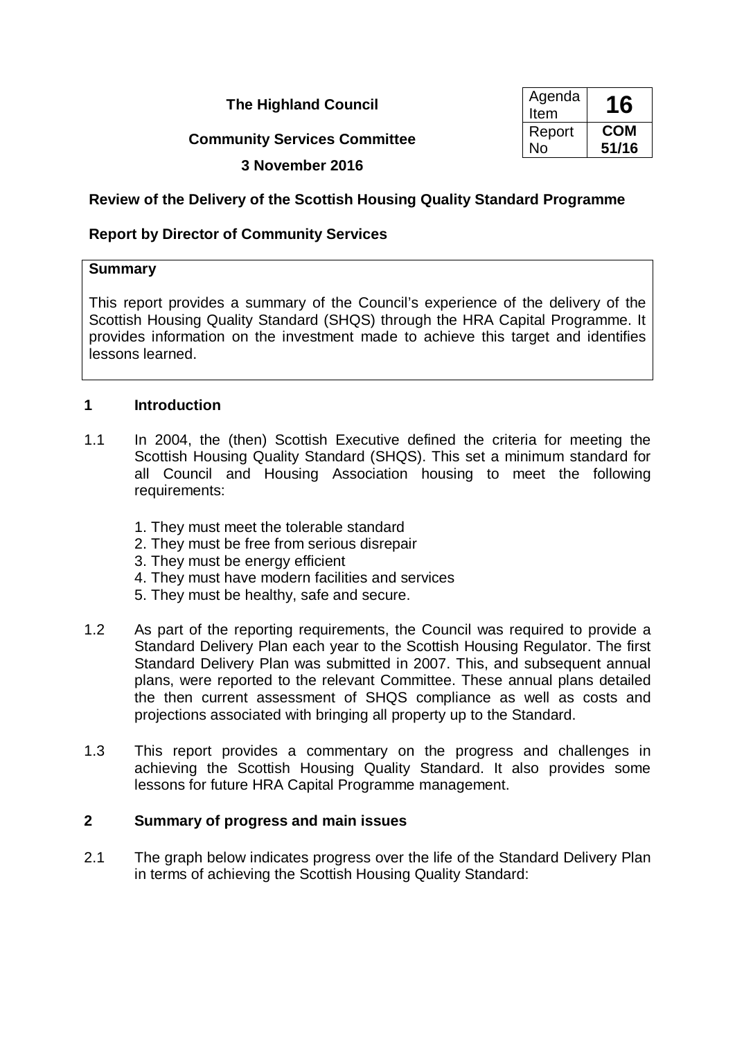**The Highland Council**

**Community Services Committee**

**3 November 2016**

| Agenda Item | **16** |
| --- | --- |
| Report No | **COM 51/16** |

**Review of the Delivery of the Scottish Housing Quality Standard Programme**

**Report by Director of Community Services**

**Summary**

This report provides a summary of the Council's experience of the delivery of the Scottish Housing Quality Standard (SHQS) through the HRA Capital Programme. It provides information on the investment made to achieve this target and identifies lessons learned.

## 1 Introduction

1.1 In 2004, the (then) Scottish Executive defined the criteria for meeting the Scottish Housing Quality Standard (SHQS). This set a minimum standard for all Council and Housing Association housing to meet the following requirements:

1. They must meet the tolerable standard
2. They must be free from serious disrepair
3. They must be energy efficient
4. They must have modern facilities and services
5. They must be healthy, safe and secure.

1.2 As part of the reporting requirements, the Council was required to provide a Standard Delivery Plan each year to the Scottish Housing Regulator. The first Standard Delivery Plan was submitted in 2007. This, and subsequent annual plans, were reported to the relevant Committee. These annual plans detailed the then current assessment of SHQS compliance as well as costs and projections associated with bringing all property up to the Standard.

1.3 This report provides a commentary on the progress and challenges in achieving the Scottish Housing Quality Standard. It also provides some lessons for future HRA Capital Programme management.

## 2 Summary of progress and main issues

2.1 The graph below indicates progress over the life of the Standard Delivery Plan in terms of achieving the Scottish Housing Quality Standard: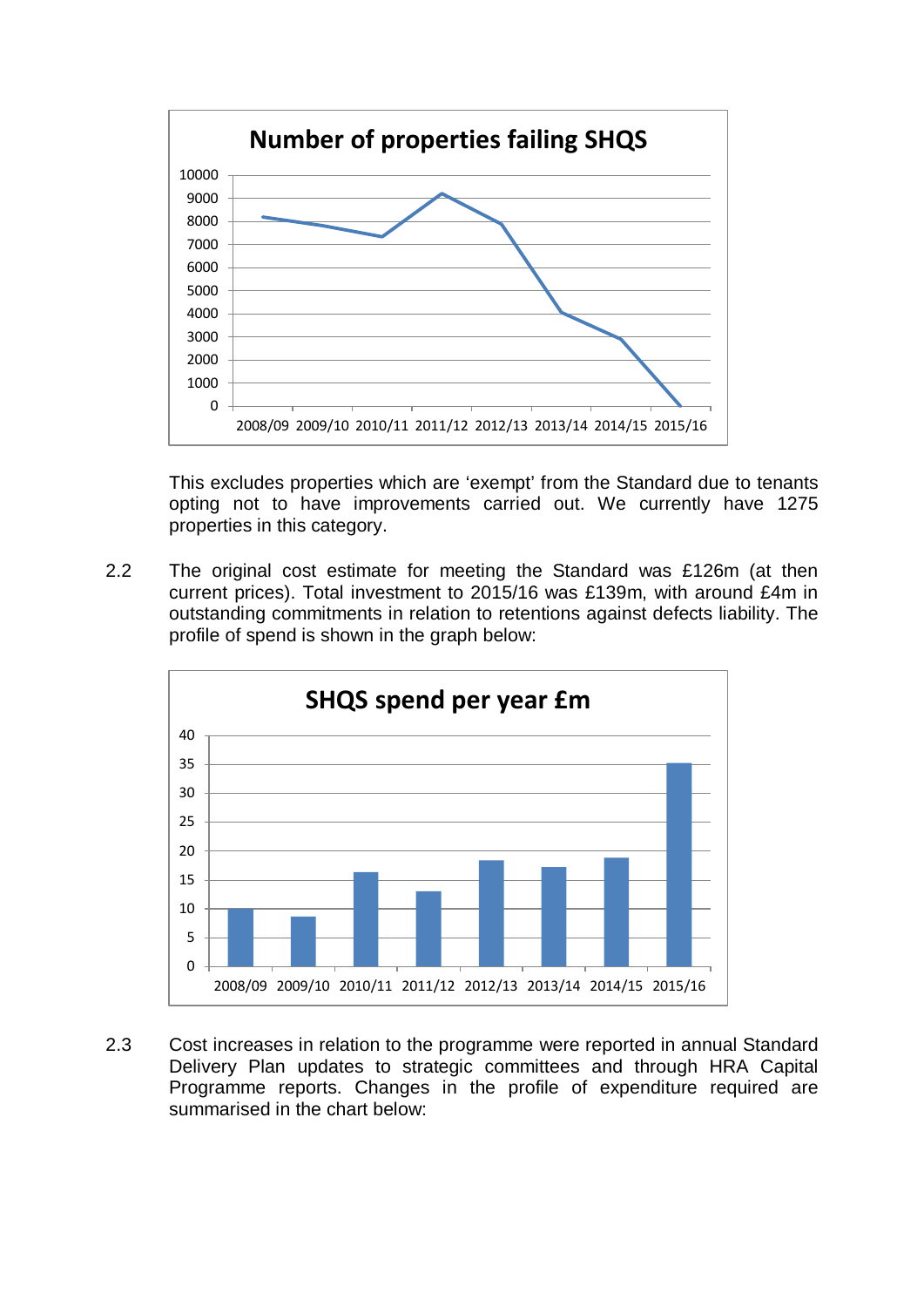**Number of properties failing SHQS**

This excludes properties which are 'exempt' from the Standard due to tenants opting not to have improvements carried out. We currently have 1275 properties in this category.

2.2 The original cost estimate for meeting the Standard was £126m (at then current prices). Total investment to 2015/16 was £139m, with around £4m in outstanding commitments in relation to retentions against defects liability. The profile of spend is shown in the graph below:

**SHQS spend per year £m**

2.3 Cost increases in relation to the programme were reported in annual Standard Delivery Plan updates to strategic committees and through HRA Capital Programme reports. Changes in the profile of expenditure required are summarised in the chart below: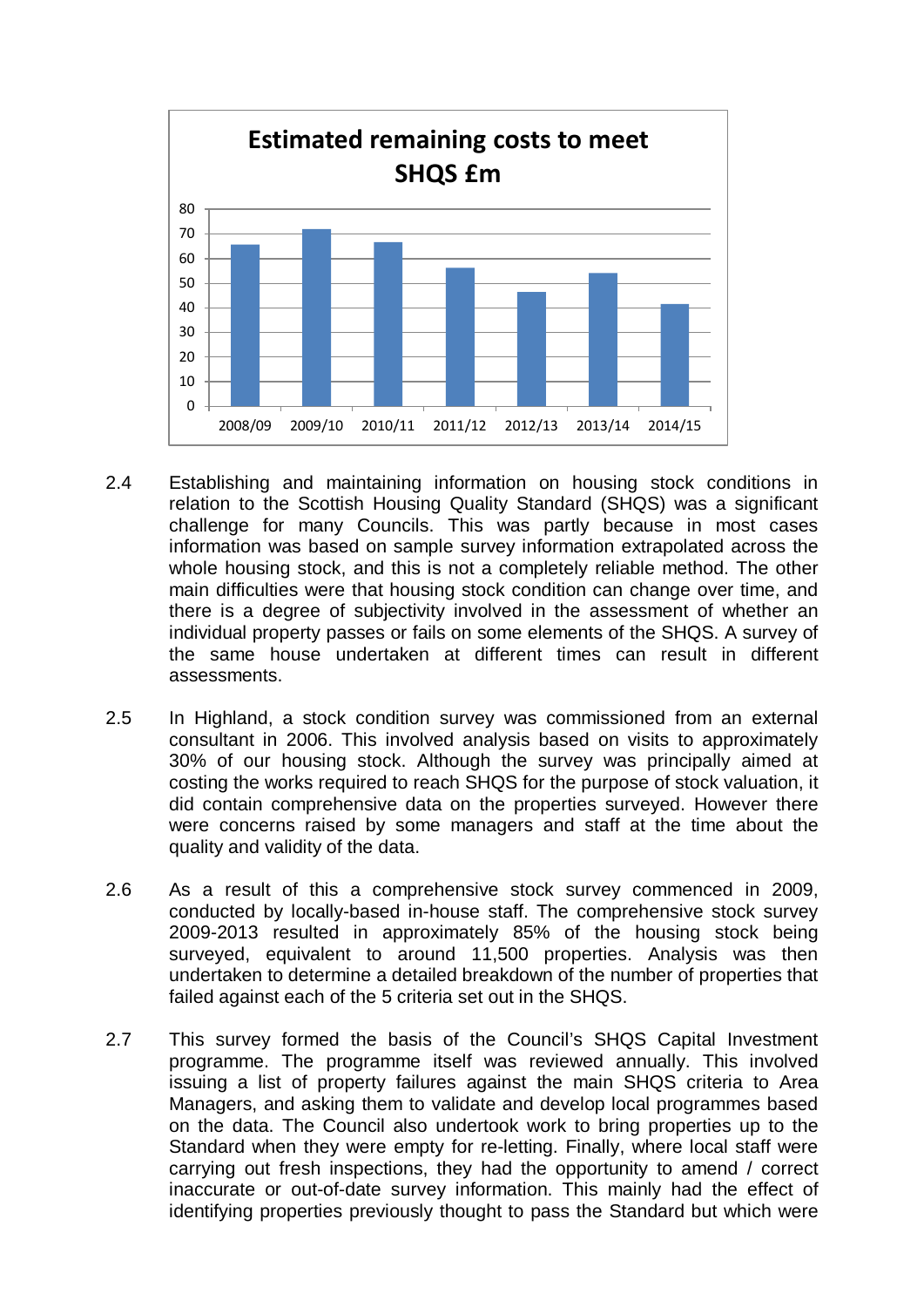**Estimated remaining costs to meet SHQS £m**

2.4 Establishing and maintaining information on housing stock conditions in relation to the Scottish Housing Quality Standard (SHQS) was a significant challenge for many Councils. This was partly because in most cases information was based on sample survey information extrapolated across the whole housing stock, and this is not a completely reliable method. The other main difficulties were that housing stock condition can change over time, and there is a degree of subjectivity involved in the assessment of whether an individual property passes or fails on some elements of the SHQS. A survey of the same house undertaken at different times can result in different assessments.

2.5 In Highland, a stock condition survey was commissioned from an external consultant in 2006. This involved analysis based on visits to approximately 30% of our housing stock. Although the survey was principally aimed at costing the works required to reach SHQS for the purpose of stock valuation, it did contain comprehensive data on the properties surveyed. However there were concerns raised by some managers and staff at the time about the quality and validity of the data.

2.6 As a result of this a comprehensive stock survey commenced in 2009, conducted by locally-based in-house staff. The comprehensive stock survey 2009-2013 resulted in approximately 85% of the housing stock being surveyed, equivalent to around 11,500 properties. Analysis was then undertaken to determine a detailed breakdown of the number of properties that failed against each of the 5 criteria set out in the SHQS.

2.7 This survey formed the basis of the Council's SHQS Capital Investment programme. The programme itself was reviewed annually. This involved issuing a list of property failures against the main SHQS criteria to Area Managers, and asking them to validate and develop local programmes based on the data. The Council also undertook work to bring properties up to the Standard when they were empty for re-letting. Finally, where local staff were carrying out fresh inspections, they had the opportunity to amend / correct inaccurate or out-of-date survey information. This mainly had the effect of identifying properties previously thought to pass the Standard but which were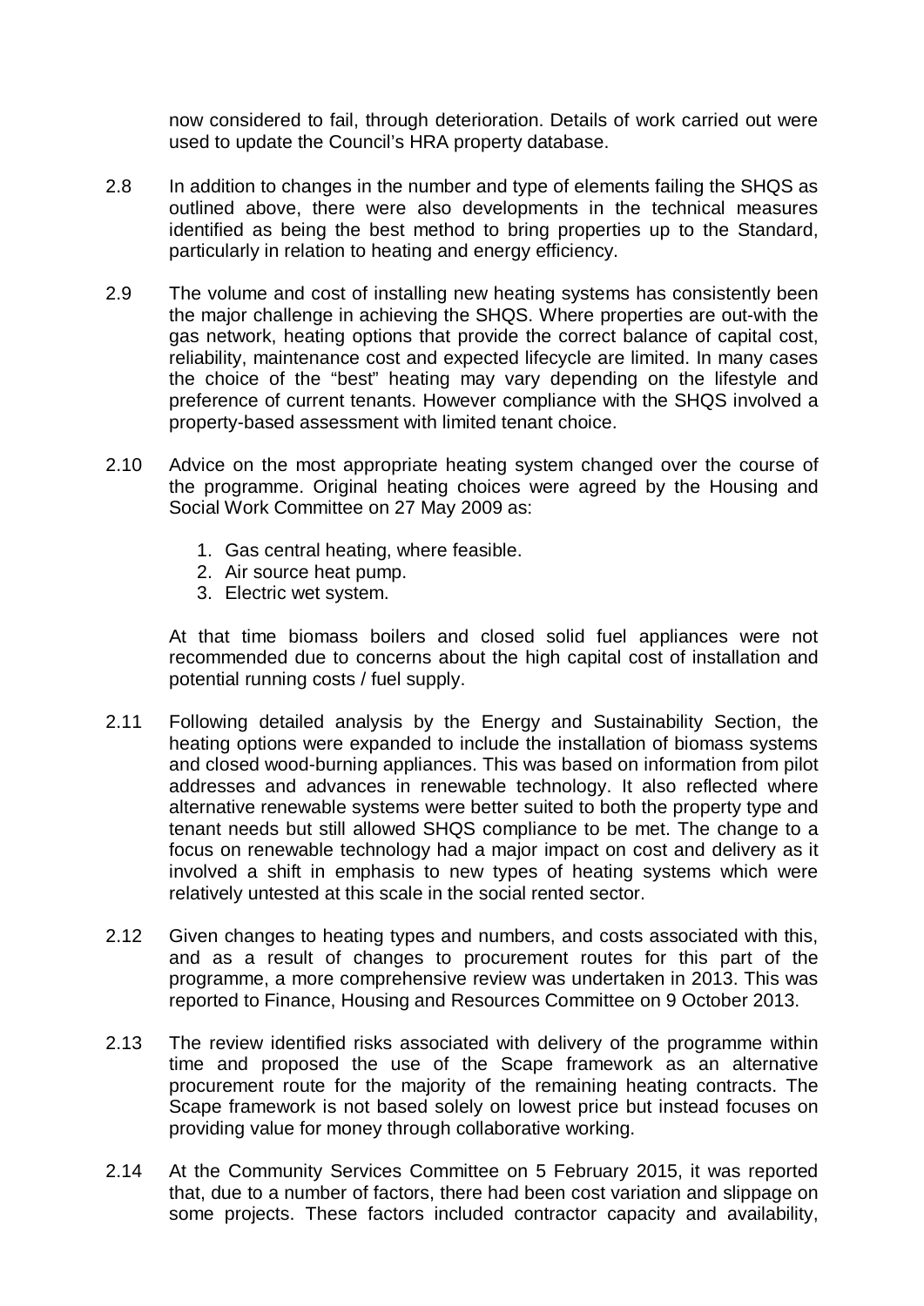now considered to fail, through deterioration. Details of work carried out were used to update the Council's HRA property database.

2.8 In addition to changes in the number and type of elements failing the SHQS as outlined above, there were also developments in the technical measures identified as being the best method to bring properties up to the Standard, particularly in relation to heating and energy efficiency.

2.9 The volume and cost of installing new heating systems has consistently been the major challenge in achieving the SHQS. Where properties are out-with the gas network, heating options that provide the correct balance of capital cost, reliability, maintenance cost and expected lifecycle are limited. In many cases the choice of the "best" heating may vary depending on the lifestyle and preference of current tenants. However compliance with the SHQS involved a property-based assessment with limited tenant choice.

2.10 Advice on the most appropriate heating system changed over the course of the programme. Original heating choices were agreed by the Housing and Social Work Committee on 27 May 2009 as:

1. Gas central heating, where feasible.
2. Air source heat pump.
3. Electric wet system.

At that time biomass boilers and closed solid fuel appliances were not recommended due to concerns about the high capital cost of installation and potential running costs / fuel supply.

2.11 Following detailed analysis by the Energy and Sustainability Section, the heating options were expanded to include the installation of biomass systems and closed wood-burning appliances. This was based on information from pilot addresses and advances in renewable technology. It also reflected where alternative renewable systems were better suited to both the property type and tenant needs but still allowed SHQS compliance to be met. The change to a focus on renewable technology had a major impact on cost and delivery as it involved a shift in emphasis to new types of heating systems which were relatively untested at this scale in the social rented sector.

2.12 Given changes to heating types and numbers, and costs associated with this, and as a result of changes to procurement routes for this part of the programme, a more comprehensive review was undertaken in 2013. This was reported to Finance, Housing and Resources Committee on 9 October 2013.

2.13 The review identified risks associated with delivery of the programme within time and proposed the use of the Scape framework as an alternative procurement route for the majority of the remaining heating contracts. The Scape framework is not based solely on lowest price but instead focuses on providing value for money through collaborative working.

2.14 At the Community Services Committee on 5 February 2015, it was reported that, due to a number of factors, there had been cost variation and slippage on some projects. These factors included contractor capacity and availability,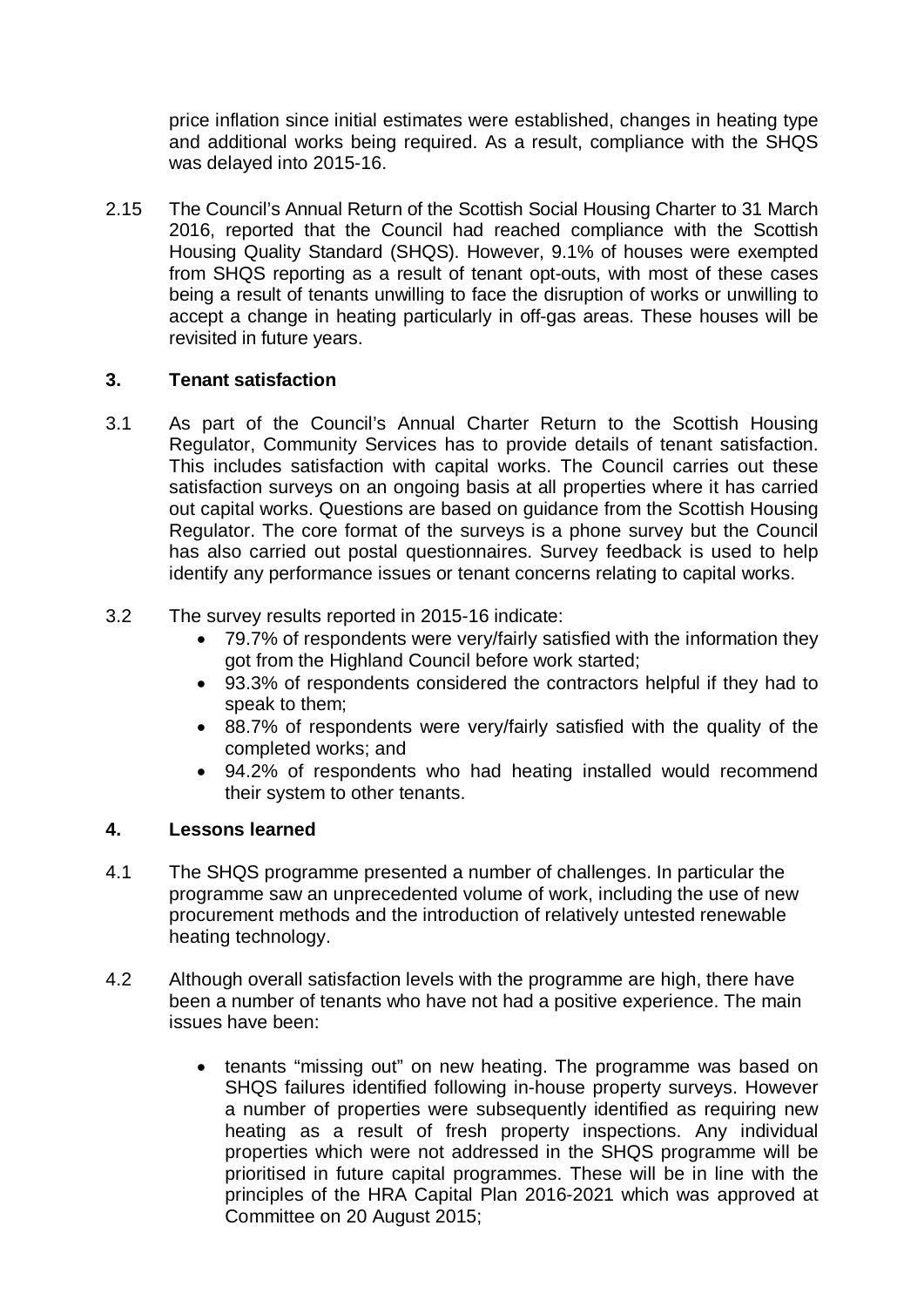price inflation since initial estimates were established, changes in heating type and additional works being required. As a result, compliance with the SHQS was delayed into 2015-16.

2.15 The Council's Annual Return of the Scottish Social Housing Charter to 31 March 2016, reported that the Council had reached compliance with the Scottish Housing Quality Standard (SHQS). However, 9.1% of houses were exempted from SHQS reporting as a result of tenant opt-outs, with most of these cases being a result of tenants unwilling to face the disruption of works or unwilling to accept a change in heating particularly in off-gas areas. These houses will be revisited in future years.

## 3. Tenant satisfaction

3.1 As part of the Council's Annual Charter Return to the Scottish Housing Regulator, Community Services has to provide details of tenant satisfaction. This includes satisfaction with capital works. The Council carries out these satisfaction surveys on an ongoing basis at all properties where it has carried out capital works. Questions are based on guidance from the Scottish Housing Regulator. The core format of the surveys is a phone survey but the Council has also carried out postal questionnaires. Survey feedback is used to help identify any performance issues or tenant concerns relating to capital works.

3.2 The survey results reported in 2015-16 indicate:

- 79.7% of respondents were very/fairly satisfied with the information they got from the Highland Council before work started;
- 93.3% of respondents considered the contractors helpful if they had to speak to them;
- 88.7% of respondents were very/fairly satisfied with the quality of the completed works; and
- 94.2% of respondents who had heating installed would recommend their system to other tenants.

## 4. Lessons learned

4.1 The SHQS programme presented a number of challenges. In particular the programme saw an unprecedented volume of work, including the use of new procurement methods and the introduction of relatively untested renewable heating technology.

4.2 Although overall satisfaction levels with the programme are high, there have been a number of tenants who have not had a positive experience. The main issues have been:

- tenants "missing out" on new heating. The programme was based on SHQS failures identified following in-house property surveys. However a number of properties were subsequently identified as requiring new heating as a result of fresh property inspections. Any individual properties which were not addressed in the SHQS programme will be prioritised in future capital programmes. These will be in line with the principles of the HRA Capital Plan 2016-2021 which was approved at Committee on 20 August 2015;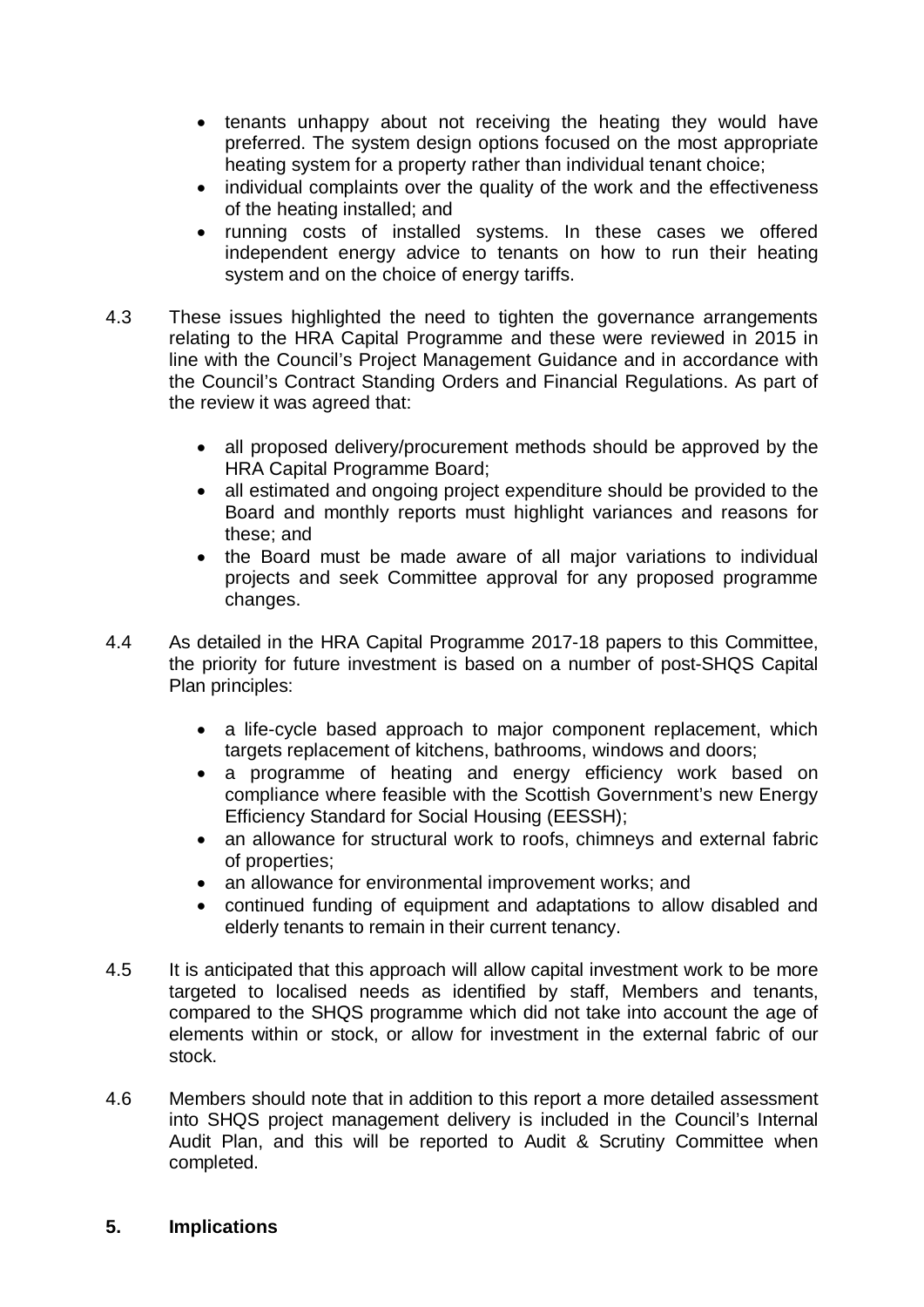- tenants unhappy about not receiving the heating they would have preferred. The system design options focused on the most appropriate heating system for a property rather than individual tenant choice;
- individual complaints over the quality of the work and the effectiveness of the heating installed; and
- running costs of installed systems. In these cases we offered independent energy advice to tenants on how to run their heating system and on the choice of energy tariffs.

4.3 These issues highlighted the need to tighten the governance arrangements relating to the HRA Capital Programme and these were reviewed in 2015 in line with the Council's Project Management Guidance and in accordance with the Council's Contract Standing Orders and Financial Regulations. As part of the review it was agreed that:

- all proposed delivery/procurement methods should be approved by the HRA Capital Programme Board;
- all estimated and ongoing project expenditure should be provided to the Board and monthly reports must highlight variances and reasons for these; and
- the Board must be made aware of all major variations to individual projects and seek Committee approval for any proposed programme changes.

4.4 As detailed in the HRA Capital Programme 2017-18 papers to this Committee, the priority for future investment is based on a number of post-SHQS Capital Plan principles:

- a life-cycle based approach to major component replacement, which targets replacement of kitchens, bathrooms, windows and doors;
- a programme of heating and energy efficiency work based on compliance where feasible with the Scottish Government's new Energy Efficiency Standard for Social Housing (EESSH);
- an allowance for structural work to roofs, chimneys and external fabric of properties;
- an allowance for environmental improvement works; and
- continued funding of equipment and adaptations to allow disabled and elderly tenants to remain in their current tenancy.

4.5 It is anticipated that this approach will allow capital investment work to be more targeted to localised needs as identified by staff, Members and tenants, compared to the SHQS programme which did not take into account the age of elements within or stock, or allow for investment in the external fabric of our stock.

4.6 Members should note that in addition to this report a more detailed assessment into SHQS project management delivery is included in the Council's Internal Audit Plan, and this will be reported to Audit & Scrutiny Committee when completed.

## 5. Implications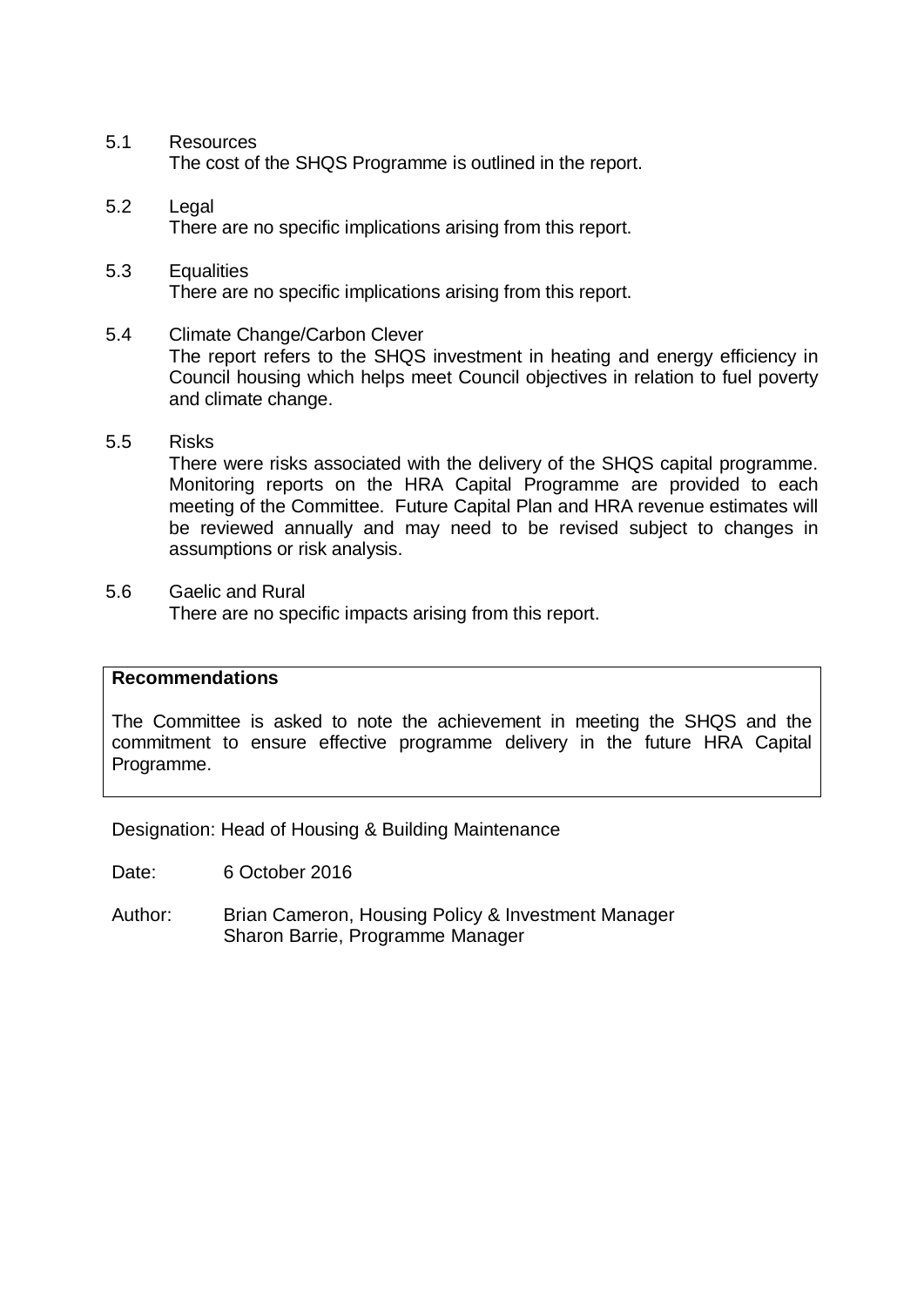5.1 Resources

The cost of the SHQS Programme is outlined in the report.

5.2 Legal

There are no specific implications arising from this report.

5.3 Equalities

There are no specific implications arising from this report.

5.4 Climate Change/Carbon Clever

The report refers to the SHQS investment in heating and energy efficiency in Council housing which helps meet Council objectives in relation to fuel poverty and climate change.

5.5 Risks

There were risks associated with the delivery of the SHQS capital programme. Monitoring reports on the HRA Capital Programme are provided to each meeting of the Committee. Future Capital Plan and HRA revenue estimates will be reviewed annually and may need to be revised subject to changes in assumptions or risk analysis.

5.6 Gaelic and Rural

There are no specific impacts arising from this report.

**Recommendations**

The Committee is asked to note the achievement in meeting the SHQS and the commitment to ensure effective programme delivery in the future HRA Capital Programme.

Designation: Head of Housing & Building Maintenance

Date: 6 October 2016

Author: Brian Cameron, Housing Policy & Investment Manager
Sharon Barrie, Programme Manager